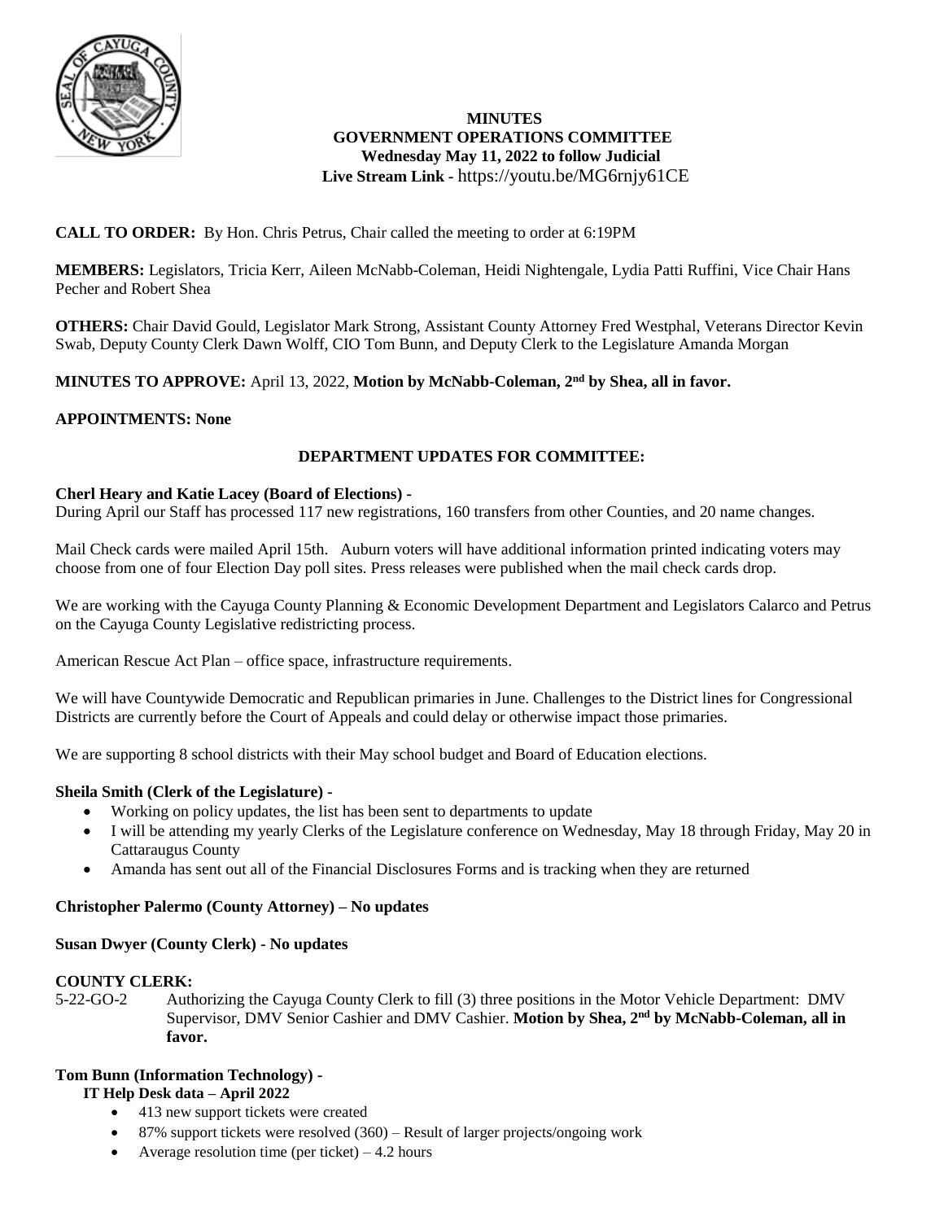**MINUTES**
**GOVERNMENT OPERATIONS COMMITTEE**
**Wednesday May 11, 2022 to follow Judicial**
**Live Stream Link -** https://youtu.be/MG6rnjy61CE

**CALL TO ORDER:** By Hon. Chris Petrus, Chair called the meeting to order at 6:19PM

**MEMBERS:** Legislators, Tricia Kerr, Aileen McNabb-Coleman, Heidi Nightengale, Lydia Patti Ruffini, Vice Chair Hans Pecher and Robert Shea

**OTHERS:** Chair David Gould, Legislator Mark Strong, Assistant County Attorney Fred Westphal, Veterans Director Kevin Swab, Deputy County Clerk Dawn Wolff, CIO Tom Bunn, and Deputy Clerk to the Legislature Amanda Morgan

**MINUTES TO APPROVE:** April 13, 2022, **Motion by McNabb-Coleman, 2nd by Shea, all in favor.**

**APPOINTMENTS: None**

**DEPARTMENT UPDATES FOR COMMITTEE:**

**Cherl Heary and Katie Lacey (Board of Elections) -**
During April our Staff has processed 117 new registrations, 160 transfers from other Counties, and 20 name changes.

Mail Check cards were mailed April 15th. Auburn voters will have additional information printed indicating voters may choose from one of four Election Day poll sites. Press releases were published when the mail check cards drop.

We are working with the Cayuga County Planning & Economic Development Department and Legislators Calarco and Petrus on the Cayuga County Legislative redistricting process.

American Rescue Act Plan – office space, infrastructure requirements.

We will have Countywide Democratic and Republican primaries in June. Challenges to the District lines for Congressional Districts are currently before the Court of Appeals and could delay or otherwise impact those primaries.

We are supporting 8 school districts with their May school budget and Board of Education elections.

**Sheila Smith (Clerk of the Legislature) -**

- Working on policy updates, the list has been sent to departments to update
- I will be attending my yearly Clerks of the Legislature conference on Wednesday, May 18 through Friday, May 20 in Cattaraugus County
- Amanda has sent out all of the Financial Disclosures Forms and is tracking when they are returned

**Christopher Palermo (County Attorney) – No updates**

**Susan Dwyer (County Clerk) - No updates**

**COUNTY CLERK:**
5-22-GO-2 Authorizing the Cayuga County Clerk to fill (3) three positions in the Motor Vehicle Department: DMV Supervisor, DMV Senior Cashier and DMV Cashier. **Motion by Shea, 2nd by McNabb-Coleman, all in favor.**

**Tom Bunn (Information Technology) -**

**IT Help Desk data – April 2022**

- 413 new support tickets were created
- 87% support tickets were resolved (360) – Result of larger projects/ongoing work
- Average resolution time (per ticket) – 4.2 hours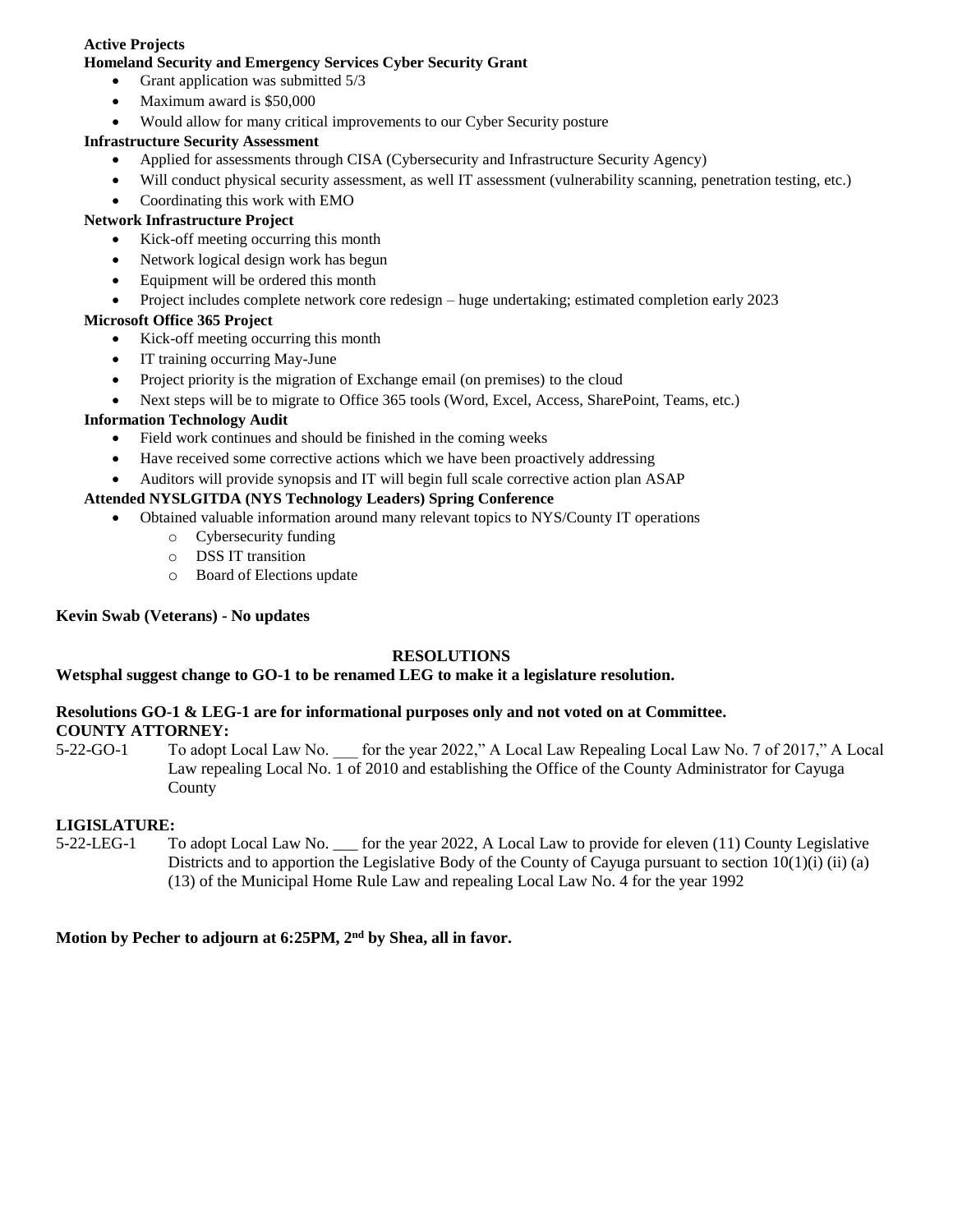**Active Projects**

**Homeland Security and Emergency Services Cyber Security Grant**

- Grant application was submitted 5/3
- Maximum award is $50,000
- Would allow for many critical improvements to our Cyber Security posture

**Infrastructure Security Assessment**

- Applied for assessments through CISA (Cybersecurity and Infrastructure Security Agency)
- Will conduct physical security assessment, as well IT assessment (vulnerability scanning, penetration testing, etc.)
- Coordinating this work with EMO

**Network Infrastructure Project**

- Kick-off meeting occurring this month
- Network logical design work has begun
- Equipment will be ordered this month
- Project includes complete network core redesign – huge undertaking; estimated completion early 2023

**Microsoft Office 365 Project**

- Kick-off meeting occurring this month
- IT training occurring May-June
- Project priority is the migration of Exchange email (on premises) to the cloud
- Next steps will be to migrate to Office 365 tools (Word, Excel, Access, SharePoint, Teams, etc.)

**Information Technology Audit**

- Field work continues and should be finished in the coming weeks
- Have received some corrective actions which we have been proactively addressing
- Auditors will provide synopsis and IT will begin full scale corrective action plan ASAP

**Attended NYSLGITDA (NYS Technology Leaders) Spring Conference**

- Obtained valuable information around many relevant topics to NYS/County IT operations
  - Cybersecurity funding
  - DSS IT transition
  - Board of Elections update

**Kevin Swab (Veterans) - No updates**

**RESOLUTIONS**

**Wetsphal suggest change to GO-1 to be renamed LEG to make it a legislature resolution.**

**Resolutions GO-1 & LEG-1 are for informational purposes only and not voted on at Committee.**

**COUNTY ATTORNEY:**

5-22-GO-1 To adopt Local Law No. ___ for the year 2022," A Local Law Repealing Local Law No. 7 of 2017," A Local Law repealing Local No. 1 of 2010 and establishing the Office of the County Administrator for Cayuga County

**LIGISLATURE:**

5-22-LEG-1 To adopt Local Law No. ___ for the year 2022, A Local Law to provide for eleven (11) County Legislative Districts and to apportion the Legislative Body of the County of Cayuga pursuant to section 10(1)(i) (ii) (a) (13) of the Municipal Home Rule Law and repealing Local Law No. 4 for the year 1992

**Motion by Pecher to adjourn at 6:25PM, 2nd by Shea, all in favor.**